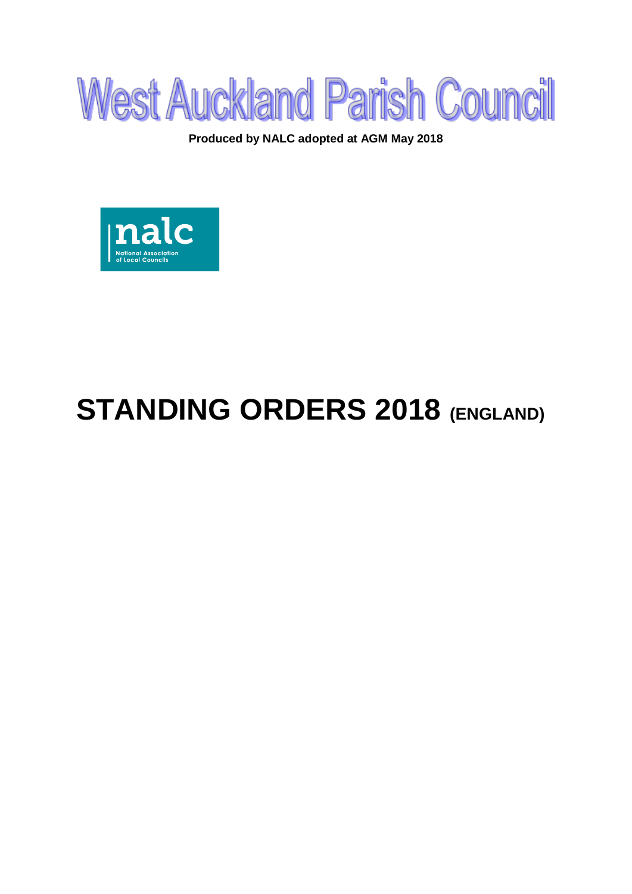# West Auckland Parish Council

**Produced by NALC adopted at AGM May 2018**

nalc
National Association of Local Councils

# STANDING ORDERS 2018 (ENGLAND)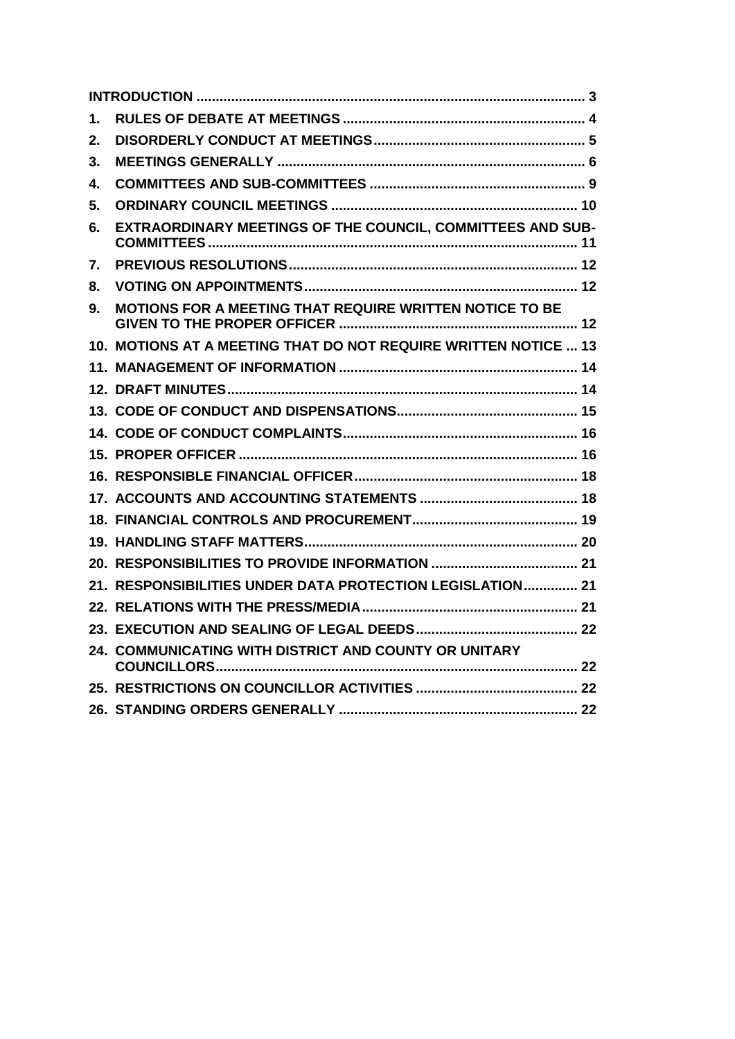| | | |
|---|---|---|
| **INTRODUCTION** | | **3** |
| **1.** | **RULES OF DEBATE AT MEETINGS** | **4** |
| **2.** | **DISORDERLY CONDUCT AT MEETINGS** | **5** |
| **3.** | **MEETINGS GENERALLY** | **6** |
| **4.** | **COMMITTEES AND SUB-COMMITTEES** | **9** |
| **5.** | **ORDINARY COUNCIL MEETINGS** | **10** |
| **6.** | **EXTRAORDINARY MEETINGS OF THE COUNCIL, COMMITTEES AND SUB-COMMITTEES** | **11** |
| **7.** | **PREVIOUS RESOLUTIONS** | **12** |
| **8.** | **VOTING ON APPOINTMENTS** | **12** |
| **9.** | **MOTIONS FOR A MEETING THAT REQUIRE WRITTEN NOTICE TO BE GIVEN TO THE PROPER OFFICER** | **12** |
| **10.** | **MOTIONS AT A MEETING THAT DO NOT REQUIRE WRITTEN NOTICE** | **13** |
| **11.** | **MANAGEMENT OF INFORMATION** | **14** |
| **12.** | **DRAFT MINUTES** | **14** |
| **13.** | **CODE OF CONDUCT AND DISPENSATIONS** | **15** |
| **14.** | **CODE OF CONDUCT COMPLAINTS** | **16** |
| **15.** | **PROPER OFFICER** | **16** |
| **16.** | **RESPONSIBLE FINANCIAL OFFICER** | **18** |
| **17.** | **ACCOUNTS AND ACCOUNTING STATEMENTS** | **18** |
| **18.** | **FINANCIAL CONTROLS AND PROCUREMENT** | **19** |
| **19.** | **HANDLING STAFF MATTERS** | **20** |
| **20.** | **RESPONSIBILITIES TO PROVIDE INFORMATION** | **21** |
| **21.** | **RESPONSIBILITIES UNDER DATA PROTECTION LEGISLATION** | **21** |
| **22.** | **RELATIONS WITH THE PRESS/MEDIA** | **21** |
| **23.** | **EXECUTION AND SEALING OF LEGAL DEEDS** | **22** |
| **24.** | **COMMUNICATING WITH DISTRICT AND COUNTY OR UNITARY COUNCILLORS** | **22** |
| **25.** | **RESTRICTIONS ON COUNCILLOR ACTIVITIES** | **22** |
| **26.** | **STANDING ORDERS GENERALLY** | **22** |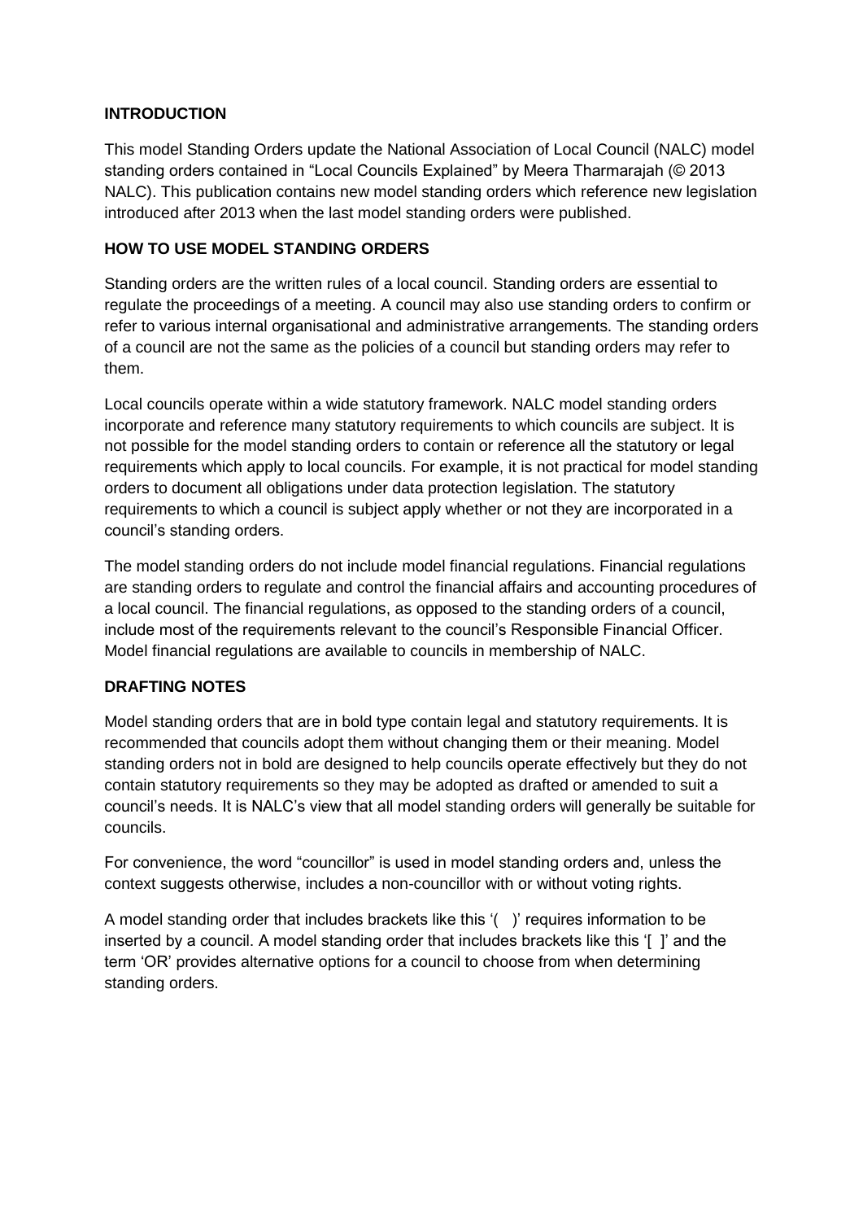**INTRODUCTION**

This model Standing Orders update the National Association of Local Council (NALC) model standing orders contained in "Local Councils Explained" by Meera Tharmarajah (© 2013 NALC). This publication contains new model standing orders which reference new legislation introduced after 2013 when the last model standing orders were published.

**HOW TO USE MODEL STANDING ORDERS**

Standing orders are the written rules of a local council. Standing orders are essential to regulate the proceedings of a meeting. A council may also use standing orders to confirm or refer to various internal organisational and administrative arrangements. The standing orders of a council are not the same as the policies of a council but standing orders may refer to them.

Local councils operate within a wide statutory framework. NALC model standing orders incorporate and reference many statutory requirements to which councils are subject. It is not possible for the model standing orders to contain or reference all the statutory or legal requirements which apply to local councils. For example, it is not practical for model standing orders to document all obligations under data protection legislation. The statutory requirements to which a council is subject apply whether or not they are incorporated in a council's standing orders.

The model standing orders do not include model financial regulations. Financial regulations are standing orders to regulate and control the financial affairs and accounting procedures of a local council. The financial regulations, as opposed to the standing orders of a council, include most of the requirements relevant to the council's Responsible Financial Officer. Model financial regulations are available to councils in membership of NALC.

**DRAFTING NOTES**

Model standing orders that are in bold type contain legal and statutory requirements. It is recommended that councils adopt them without changing them or their meaning. Model standing orders not in bold are designed to help councils operate effectively but they do not contain statutory requirements so they may be adopted as drafted or amended to suit a council's needs. It is NALC's view that all model standing orders will generally be suitable for councils.

For convenience, the word "councillor" is used in model standing orders and, unless the context suggests otherwise, includes a non-councillor with or without voting rights.

A model standing order that includes brackets like this '( )' requires information to be inserted by a council. A model standing order that includes brackets like this '[ ]' and the term 'OR' provides alternative options for a council to choose from when determining standing orders.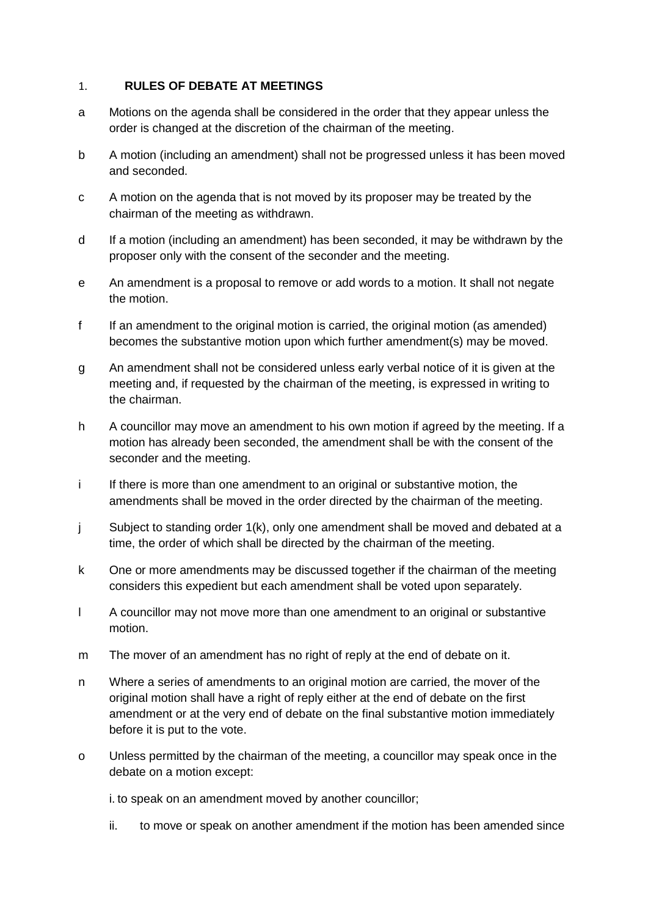## 1. RULES OF DEBATE AT MEETINGS

a Motions on the agenda shall be considered in the order that they appear unless the order is changed at the discretion of the chairman of the meeting.

b A motion (including an amendment) shall not be progressed unless it has been moved and seconded.

c A motion on the agenda that is not moved by its proposer may be treated by the chairman of the meeting as withdrawn.

d If a motion (including an amendment) has been seconded, it may be withdrawn by the proposer only with the consent of the seconder and the meeting.

e An amendment is a proposal to remove or add words to a motion. It shall not negate the motion.

f If an amendment to the original motion is carried, the original motion (as amended) becomes the substantive motion upon which further amendment(s) may be moved.

g An amendment shall not be considered unless early verbal notice of it is given at the meeting and, if requested by the chairman of the meeting, is expressed in writing to the chairman.

h A councillor may move an amendment to his own motion if agreed by the meeting. If a motion has already been seconded, the amendment shall be with the consent of the seconder and the meeting.

i If there is more than one amendment to an original or substantive motion, the amendments shall be moved in the order directed by the chairman of the meeting.

j Subject to standing order 1(k), only one amendment shall be moved and debated at a time, the order of which shall be directed by the chairman of the meeting.

k One or more amendments may be discussed together if the chairman of the meeting considers this expedient but each amendment shall be voted upon separately.

l A councillor may not move more than one amendment to an original or substantive motion.

m The mover of an amendment has no right of reply at the end of debate on it.

n Where a series of amendments to an original motion are carried, the mover of the original motion shall have a right of reply either at the end of debate on the first amendment or at the very end of debate on the final substantive motion immediately before it is put to the vote.

o Unless permitted by the chairman of the meeting, a councillor may speak once in the debate on a motion except:

i. to speak on an amendment moved by another councillor;

ii. to move or speak on another amendment if the motion has been amended since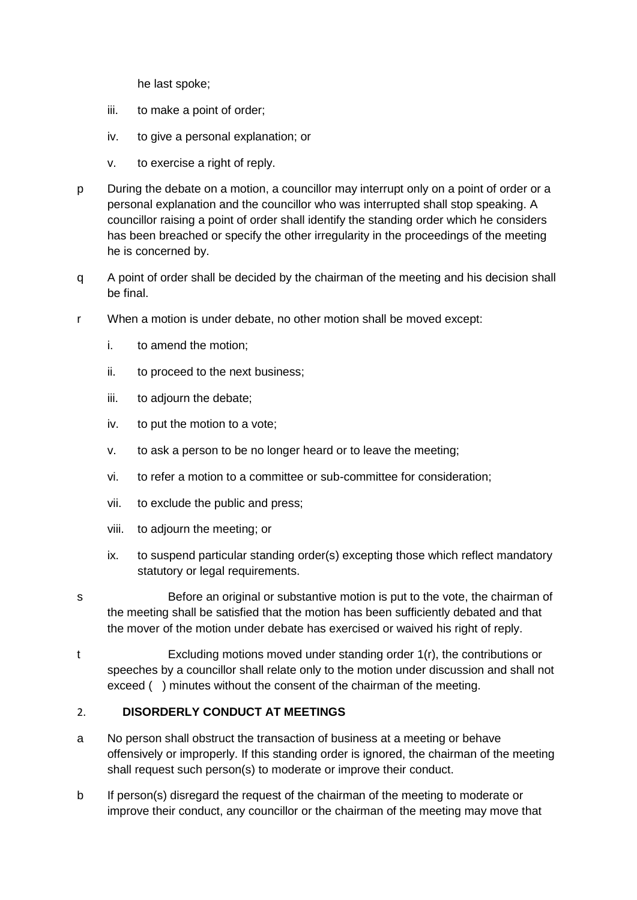he last spoke;

iii. to make a point of order;

iv. to give a personal explanation; or

v. to exercise a right of reply.

p During the debate on a motion, a councillor may interrupt only on a point of order or a personal explanation and the councillor who was interrupted shall stop speaking. A councillor raising a point of order shall identify the standing order which he considers has been breached or specify the other irregularity in the proceedings of the meeting he is concerned by.

q A point of order shall be decided by the chairman of the meeting and his decision shall be final.

r When a motion is under debate, no other motion shall be moved except:

i. to amend the motion;

ii. to proceed to the next business;

iii. to adjourn the debate;

iv. to put the motion to a vote;

v. to ask a person to be no longer heard or to leave the meeting;

vi. to refer a motion to a committee or sub-committee for consideration;

vii. to exclude the public and press;

viii. to adjourn the meeting; or

ix. to suspend particular standing order(s) excepting those which reflect mandatory statutory or legal requirements.

s Before an original or substantive motion is put to the vote, the chairman of the meeting shall be satisfied that the motion has been sufficiently debated and that the mover of the motion under debate has exercised or waived his right of reply.

t Excluding motions moved under standing order 1(r), the contributions or speeches by a councillor shall relate only to the motion under discussion and shall not exceed ( ) minutes without the consent of the chairman of the meeting.

## 2. DISORDERLY CONDUCT AT MEETINGS

a No person shall obstruct the transaction of business at a meeting or behave offensively or improperly. If this standing order is ignored, the chairman of the meeting shall request such person(s) to moderate or improve their conduct.

b If person(s) disregard the request of the chairman of the meeting to moderate or improve their conduct, any councillor or the chairman of the meeting may move that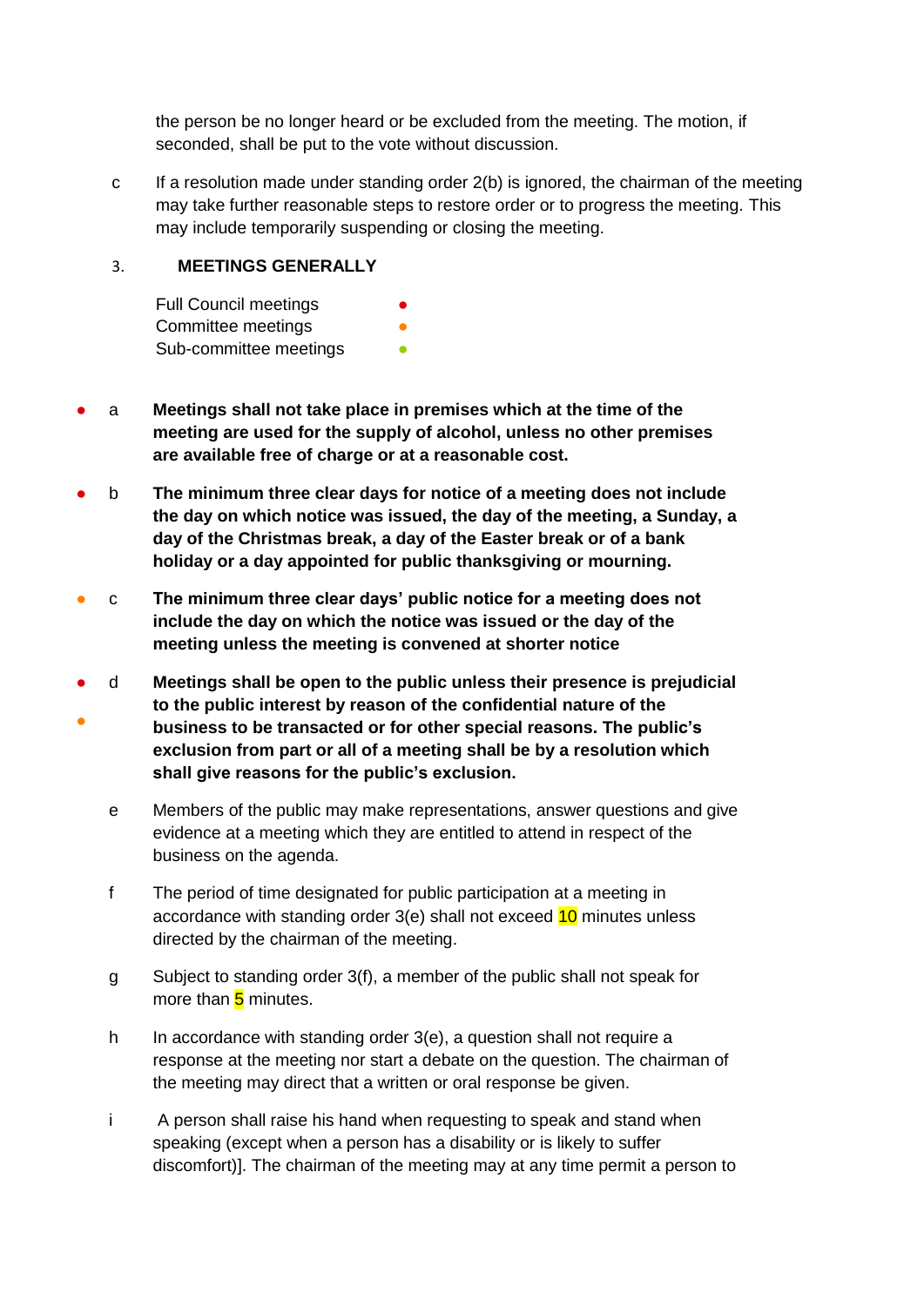the person be no longer heard or be excluded from the meeting. The motion, if seconded, shall be put to the vote without discussion.

c If a resolution made under standing order 2(b) is ignored, the chairman of the meeting may take further reasonable steps to restore order or to progress the meeting. This may include temporarily suspending or closing the meeting.

### 3. MEETINGS GENERALLY

Full Council meetings ●
Committee meetings ●
Sub-committee meetings ●

● a **Meetings shall not take place in premises which at the time of the meeting are used for the supply of alcohol, unless no other premises are available free of charge or at a reasonable cost.**

● b **The minimum three clear days for notice of a meeting does not include the day on which notice was issued, the day of the meeting, a Sunday, a day of the Christmas break, a day of the Easter break or of a bank holiday or a day appointed for public thanksgiving or mourning.**

● c **The minimum three clear days' public notice for a meeting does not include the day on which the notice was issued or the day of the meeting unless the meeting is convened at shorter notice**

● ● d **Meetings shall be open to the public unless their presence is prejudicial to the public interest by reason of the confidential nature of the business to be transacted or for other special reasons. The public's exclusion from part or all of a meeting shall be by a resolution which shall give reasons for the public's exclusion.**

e Members of the public may make representations, answer questions and give evidence at a meeting which they are entitled to attend in respect of the business on the agenda.

f The period of time designated for public participation at a meeting in accordance with standing order 3(e) shall not exceed 10 minutes unless directed by the chairman of the meeting.

g Subject to standing order 3(f), a member of the public shall not speak for more than 5 minutes.

h In accordance with standing order 3(e), a question shall not require a response at the meeting nor start a debate on the question. The chairman of the meeting may direct that a written or oral response be given.

i A person shall raise his hand when requesting to speak and stand when speaking (except when a person has a disability or is likely to suffer discomfort)]. The chairman of the meeting may at any time permit a person to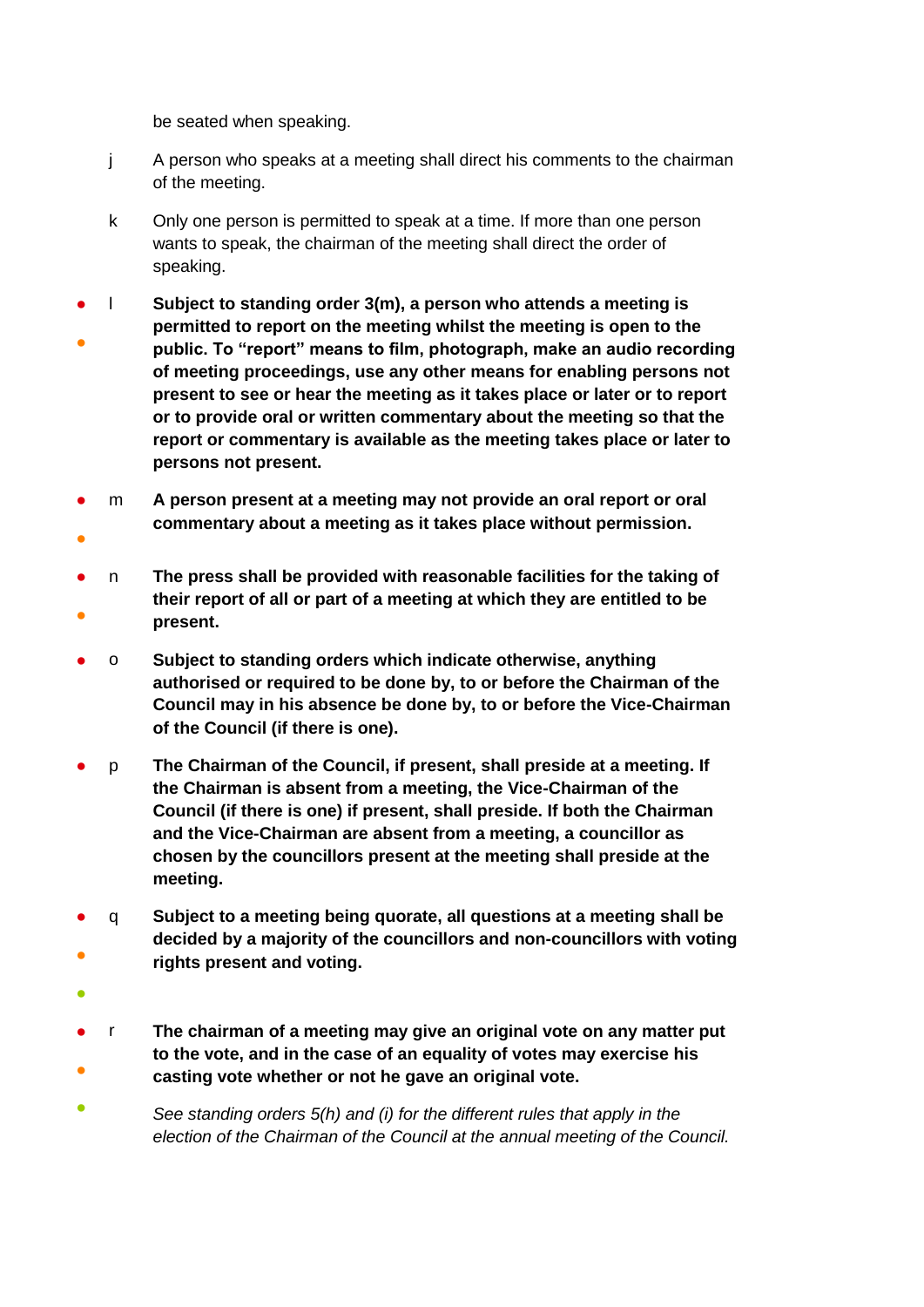be seated when speaking.

j A person who speaks at a meeting shall direct his comments to the chairman of the meeting.

k Only one person is permitted to speak at a time. If more than one person wants to speak, the chairman of the meeting shall direct the order of speaking.

l **Subject to standing order 3(m), a person who attends a meeting is permitted to report on the meeting whilst the meeting is open to the public. To "report" means to film, photograph, make an audio recording of meeting proceedings, use any other means for enabling persons not present to see or hear the meeting as it takes place or later or to report or to provide oral or written commentary about the meeting so that the report or commentary is available as the meeting takes place or later to persons not present.**

m **A person present at a meeting may not provide an oral report or oral commentary about a meeting as it takes place without permission.**

n **The press shall be provided with reasonable facilities for the taking of their report of all or part of a meeting at which they are entitled to be present.**

o **Subject to standing orders which indicate otherwise, anything authorised or required to be done by, to or before the Chairman of the Council may in his absence be done by, to or before the Vice-Chairman of the Council (if there is one).**

p **The Chairman of the Council, if present, shall preside at a meeting. If the Chairman is absent from a meeting, the Vice-Chairman of the Council (if there is one) if present, shall preside. If both the Chairman and the Vice-Chairman are absent from a meeting, a councillor as chosen by the councillors present at the meeting shall preside at the meeting.**

q **Subject to a meeting being quorate, all questions at a meeting shall be decided by a majority of the councillors and non-councillors with voting rights present and voting.**

r **The chairman of a meeting may give an original vote on any matter put to the vote, and in the case of an equality of votes may exercise his casting vote whether or not he gave an original vote.**

*See standing orders 5(h) and (i) for the different rules that apply in the election of the Chairman of the Council at the annual meeting of the Council.*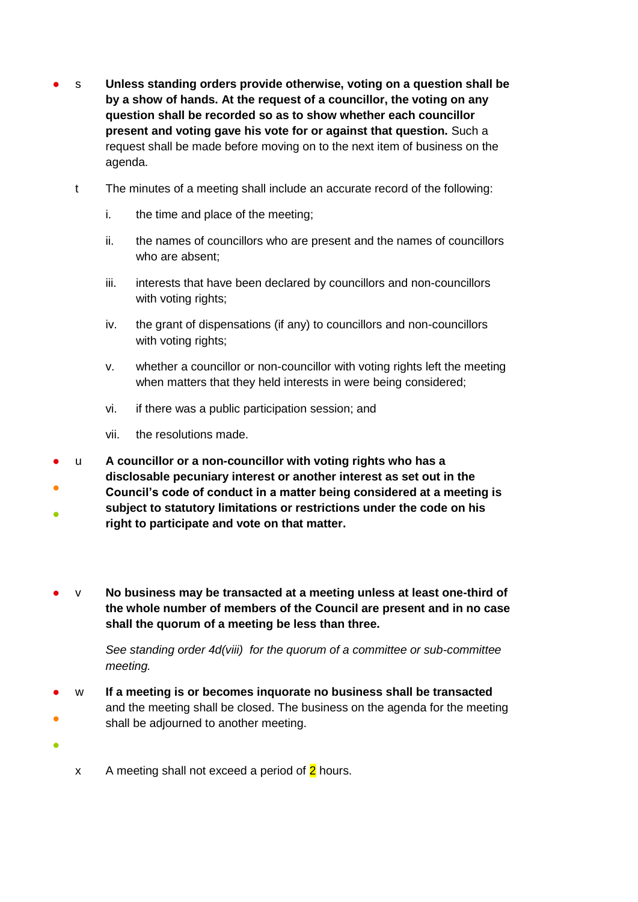s **Unless standing orders provide otherwise, voting on a question shall be by a show of hands. At the request of a councillor, the voting on any question shall be recorded so as to show whether each councillor present and voting gave his vote for or against that question.** Such a request shall be made before moving on to the next item of business on the agenda.

t The minutes of a meeting shall include an accurate record of the following:

i. the time and place of the meeting;

ii. the names of councillors who are present and the names of councillors who are absent;

iii. interests that have been declared by councillors and non-councillors with voting rights;

iv. the grant of dispensations (if any) to councillors and non-councillors with voting rights;

v. whether a councillor or non-councillor with voting rights left the meeting when matters that they held interests in were being considered;

vi. if there was a public participation session; and

vii. the resolutions made.

u **A councillor or a non-councillor with voting rights who has a disclosable pecuniary interest or another interest as set out in the Council's code of conduct in a matter being considered at a meeting is subject to statutory limitations or restrictions under the code on his right to participate and vote on that matter.**

v **No business may be transacted at a meeting unless at least one-third of the whole number of members of the Council are present and in no case shall the quorum of a meeting be less than three.**

*See standing order 4d(viii) for the quorum of a committee or sub-committee meeting.*

w **If a meeting is or becomes inquorate no business shall be transacted** and the meeting shall be closed. The business on the agenda for the meeting shall be adjourned to another meeting.

x A meeting shall not exceed a period of 2 hours.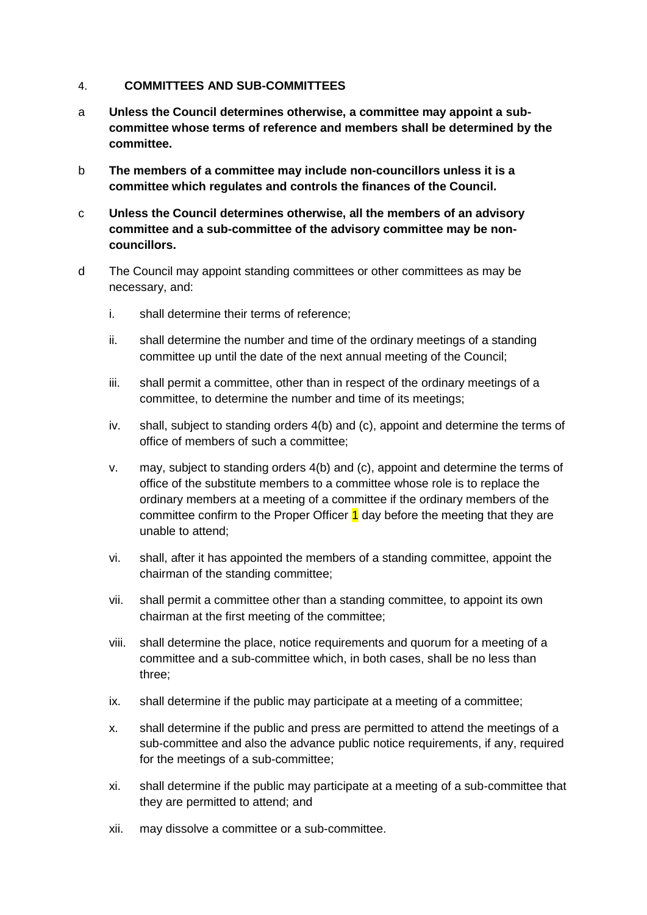## 4. COMMITTEES AND SUB-COMMITTEES

a **Unless the Council determines otherwise, a committee may appoint a sub-committee whose terms of reference and members shall be determined by the committee.**

b **The members of a committee may include non-councillors unless it is a committee which regulates and controls the finances of the Council.**

c **Unless the Council determines otherwise, all the members of an advisory committee and a sub-committee of the advisory committee may be non-councillors.**

d The Council may appoint standing committees or other committees as may be necessary, and:

i. shall determine their terms of reference;

ii. shall determine the number and time of the ordinary meetings of a standing committee up until the date of the next annual meeting of the Council;

iii. shall permit a committee, other than in respect of the ordinary meetings of a committee, to determine the number and time of its meetings;

iv. shall, subject to standing orders 4(b) and (c), appoint and determine the terms of office of members of such a committee;

v. may, subject to standing orders 4(b) and (c), appoint and determine the terms of office of the substitute members to a committee whose role is to replace the ordinary members at a meeting of a committee if the ordinary members of the committee confirm to the Proper Officer 1 day before the meeting that they are unable to attend;

vi. shall, after it has appointed the members of a standing committee, appoint the chairman of the standing committee;

vii. shall permit a committee other than a standing committee, to appoint its own chairman at the first meeting of the committee;

viii. shall determine the place, notice requirements and quorum for a meeting of a committee and a sub-committee which, in both cases, shall be no less than three;

ix. shall determine if the public may participate at a meeting of a committee;

x. shall determine if the public and press are permitted to attend the meetings of a sub-committee and also the advance public notice requirements, if any, required for the meetings of a sub-committee;

xi. shall determine if the public may participate at a meeting of a sub-committee that they are permitted to attend; and

xii. may dissolve a committee or a sub-committee.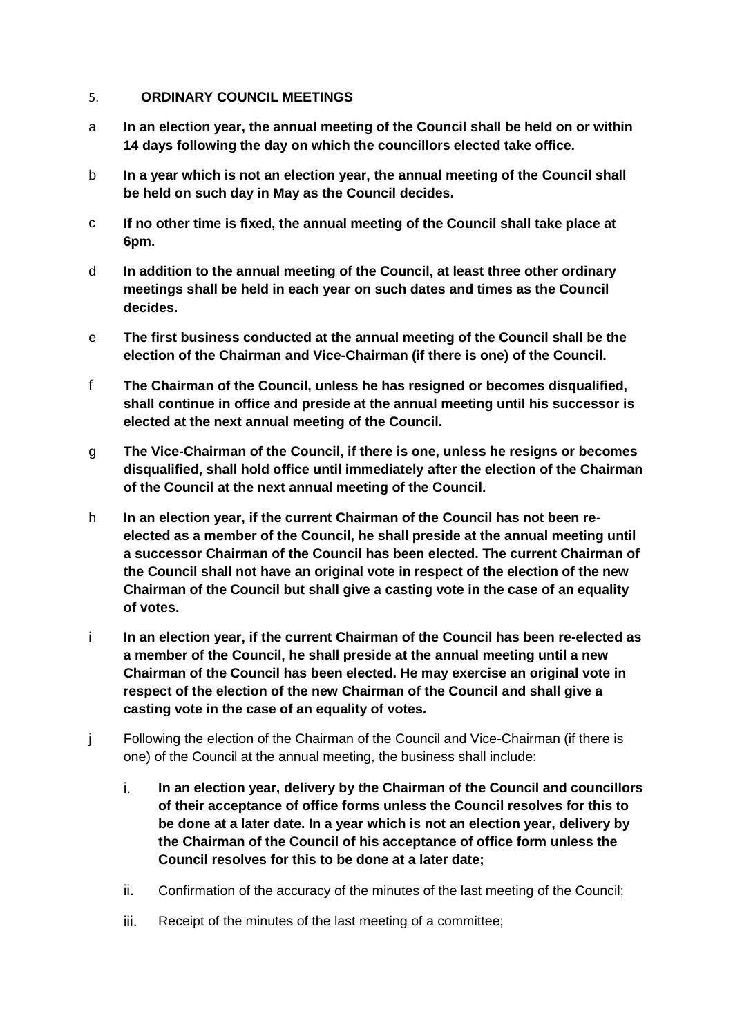## 5. ORDINARY COUNCIL MEETINGS

a **In an election year, the annual meeting of the Council shall be held on or within 14 days following the day on which the councillors elected take office.**

b **In a year which is not an election year, the annual meeting of the Council shall be held on such day in May as the Council decides.**

c **If no other time is fixed, the annual meeting of the Council shall take place at 6pm.**

d **In addition to the annual meeting of the Council, at least three other ordinary meetings shall be held in each year on such dates and times as the Council decides.**

e **The first business conducted at the annual meeting of the Council shall be the election of the Chairman and Vice-Chairman (if there is one) of the Council.**

f **The Chairman of the Council, unless he has resigned or becomes disqualified, shall continue in office and preside at the annual meeting until his successor is elected at the next annual meeting of the Council.**

g **The Vice-Chairman of the Council, if there is one, unless he resigns or becomes disqualified, shall hold office until immediately after the election of the Chairman of the Council at the next annual meeting of the Council.**

h **In an election year, if the current Chairman of the Council has not been re-elected as a member of the Council, he shall preside at the annual meeting until a successor Chairman of the Council has been elected. The current Chairman of the Council shall not have an original vote in respect of the election of the new Chairman of the Council but shall give a casting vote in the case of an equality of votes.**

i **In an election year, if the current Chairman of the Council has been re-elected as a member of the Council, he shall preside at the annual meeting until a new Chairman of the Council has been elected. He may exercise an original vote in respect of the election of the new Chairman of the Council and shall give a casting vote in the case of an equality of votes.**

j Following the election of the Chairman of the Council and Vice-Chairman (if there is one) of the Council at the annual meeting, the business shall include:

i. **In an election year, delivery by the Chairman of the Council and councillors of their acceptance of office forms unless the Council resolves for this to be done at a later date. In a year which is not an election year, delivery by the Chairman of the Council of his acceptance of office form unless the Council resolves for this to be done at a later date;**

ii. Confirmation of the accuracy of the minutes of the last meeting of the Council;

iii. Receipt of the minutes of the last meeting of a committee;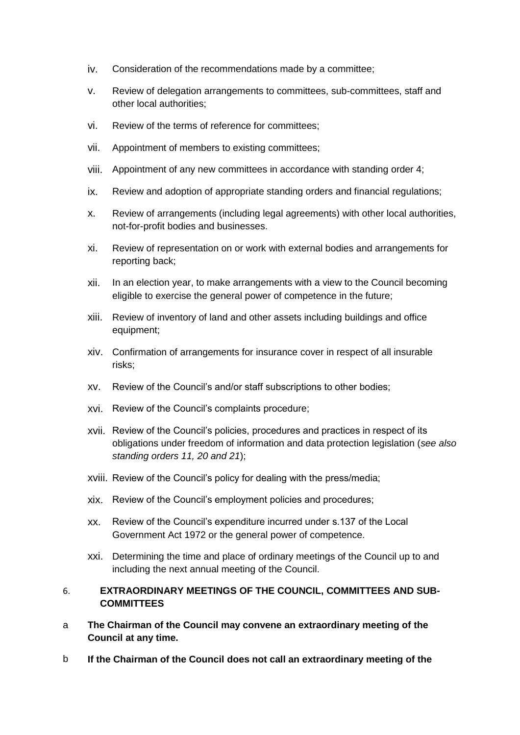iv. Consideration of the recommendations made by a committee;

v. Review of delegation arrangements to committees, sub-committees, staff and other local authorities;

vi. Review of the terms of reference for committees;

vii. Appointment of members to existing committees;

viii. Appointment of any new committees in accordance with standing order 4;

ix. Review and adoption of appropriate standing orders and financial regulations;

x. Review of arrangements (including legal agreements) with other local authorities, not-for-profit bodies and businesses.

xi. Review of representation on or work with external bodies and arrangements for reporting back;

xii. In an election year, to make arrangements with a view to the Council becoming eligible to exercise the general power of competence in the future;

xiii. Review of inventory of land and other assets including buildings and office equipment;

xiv. Confirmation of arrangements for insurance cover in respect of all insurable risks;

xv. Review of the Council's and/or staff subscriptions to other bodies;

xvi. Review of the Council's complaints procedure;

xvii. Review of the Council's policies, procedures and practices in respect of its obligations under freedom of information and data protection legislation (*see also standing orders 11, 20 and 21*);

xviii. Review of the Council's policy for dealing with the press/media;

xix. Review of the Council's employment policies and procedures;

xx. Review of the Council's expenditure incurred under s.137 of the Local Government Act 1972 or the general power of competence.

xxi. Determining the time and place of ordinary meetings of the Council up to and including the next annual meeting of the Council.

6. **EXTRAORDINARY MEETINGS OF THE COUNCIL, COMMITTEES AND SUB-COMMITTEES**

a **The Chairman of the Council may convene an extraordinary meeting of the Council at any time.**

b **If the Chairman of the Council does not call an extraordinary meeting of the**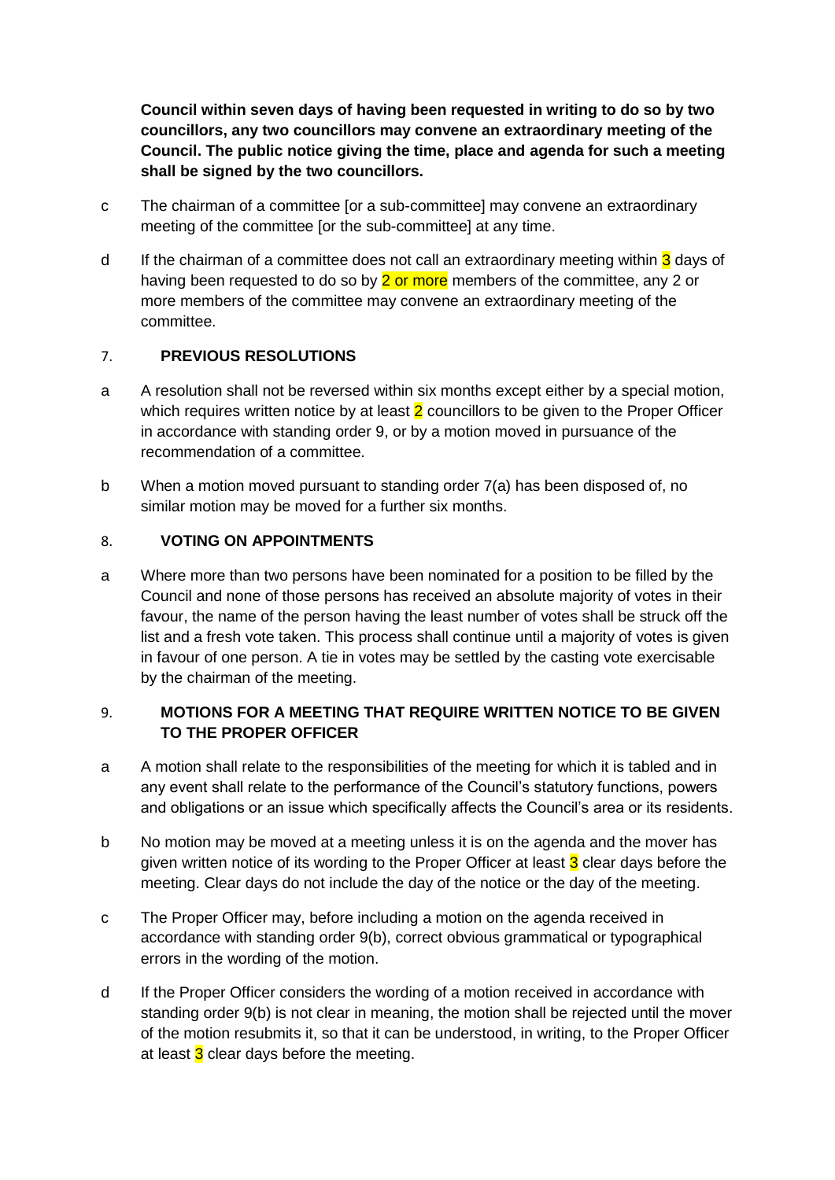**Council within seven days of having been requested in writing to do so by two councillors, any two councillors may convene an extraordinary meeting of the Council. The public notice giving the time, place and agenda for such a meeting shall be signed by the two councillors.**

c The chairman of a committee [or a sub-committee] may convene an extraordinary meeting of the committee [or the sub-committee] at any time.

d If the chairman of a committee does not call an extraordinary meeting within 3 days of having been requested to do so by 2 or more members of the committee, any 2 or more members of the committee may convene an extraordinary meeting of the committee.

## 7. PREVIOUS RESOLUTIONS

a A resolution shall not be reversed within six months except either by a special motion, which requires written notice by at least 2 councillors to be given to the Proper Officer in accordance with standing order 9, or by a motion moved in pursuance of the recommendation of a committee.

b When a motion moved pursuant to standing order 7(a) has been disposed of, no similar motion may be moved for a further six months.

## 8. VOTING ON APPOINTMENTS

a Where more than two persons have been nominated for a position to be filled by the Council and none of those persons has received an absolute majority of votes in their favour, the name of the person having the least number of votes shall be struck off the list and a fresh vote taken. This process shall continue until a majority of votes is given in favour of one person. A tie in votes may be settled by the casting vote exercisable by the chairman of the meeting.

## 9. MOTIONS FOR A MEETING THAT REQUIRE WRITTEN NOTICE TO BE GIVEN TO THE PROPER OFFICER

a A motion shall relate to the responsibilities of the meeting for which it is tabled and in any event shall relate to the performance of the Council's statutory functions, powers and obligations or an issue which specifically affects the Council's area or its residents.

b No motion may be moved at a meeting unless it is on the agenda and the mover has given written notice of its wording to the Proper Officer at least 3 clear days before the meeting. Clear days do not include the day of the notice or the day of the meeting.

c The Proper Officer may, before including a motion on the agenda received in accordance with standing order 9(b), correct obvious grammatical or typographical errors in the wording of the motion.

d If the Proper Officer considers the wording of a motion received in accordance with standing order 9(b) is not clear in meaning, the motion shall be rejected until the mover of the motion resubmits it, so that it can be understood, in writing, to the Proper Officer at least 3 clear days before the meeting.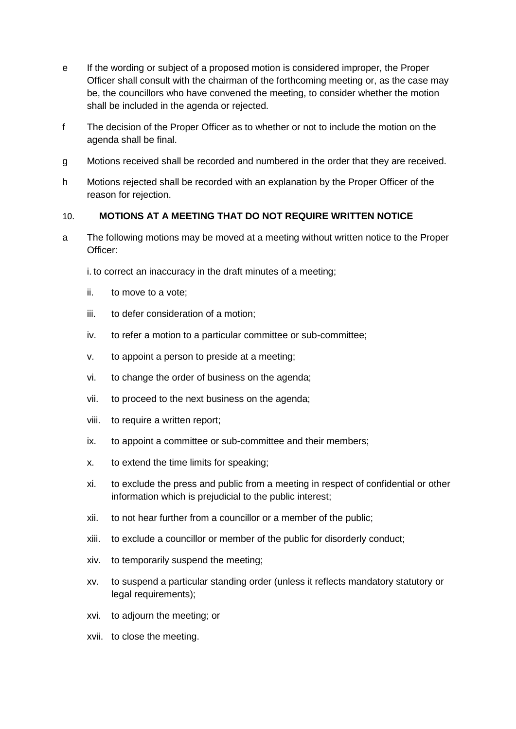e If the wording or subject of a proposed motion is considered improper, the Proper Officer shall consult with the chairman of the forthcoming meeting or, as the case may be, the councillors who have convened the meeting, to consider whether the motion shall be included in the agenda or rejected.

f The decision of the Proper Officer as to whether or not to include the motion on the agenda shall be final.

g Motions received shall be recorded and numbered in the order that they are received.

h Motions rejected shall be recorded with an explanation by the Proper Officer of the reason for rejection.

## 10. MOTIONS AT A MEETING THAT DO NOT REQUIRE WRITTEN NOTICE

a The following motions may be moved at a meeting without written notice to the Proper Officer:

i. to correct an inaccuracy in the draft minutes of a meeting;

ii. to move to a vote;

iii. to defer consideration of a motion;

iv. to refer a motion to a particular committee or sub-committee;

v. to appoint a person to preside at a meeting;

vi. to change the order of business on the agenda;

vii. to proceed to the next business on the agenda;

viii. to require a written report;

ix. to appoint a committee or sub-committee and their members;

x. to extend the time limits for speaking;

xi. to exclude the press and public from a meeting in respect of confidential or other information which is prejudicial to the public interest;

xii. to not hear further from a councillor or a member of the public;

xiii. to exclude a councillor or member of the public for disorderly conduct;

xiv. to temporarily suspend the meeting;

xv. to suspend a particular standing order (unless it reflects mandatory statutory or legal requirements);

xvi. to adjourn the meeting; or

xvii. to close the meeting.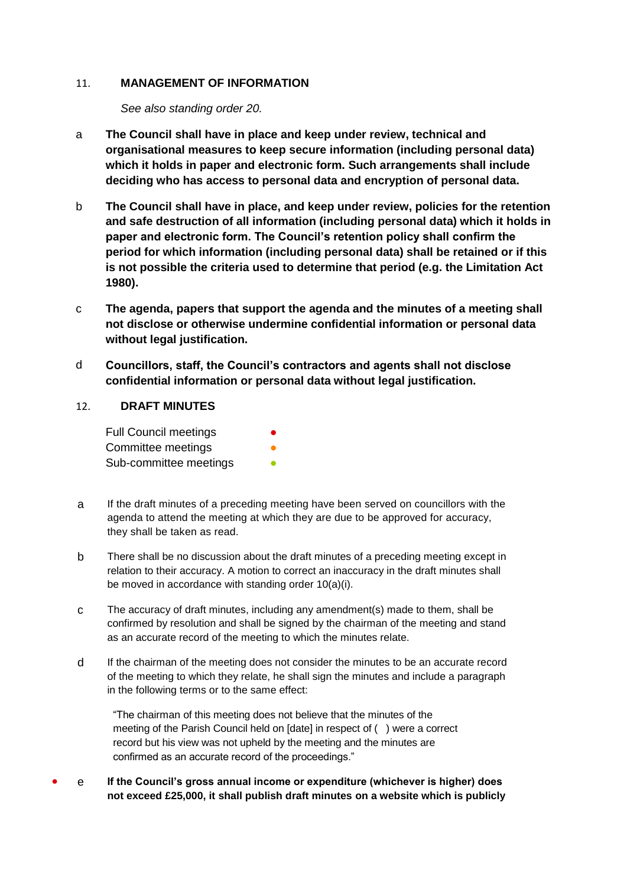## 11. MANAGEMENT OF INFORMATION

*See also standing order 20.*

a **The Council shall have in place and keep under review, technical and organisational measures to keep secure information (including personal data) which it holds in paper and electronic form. Such arrangements shall include deciding who has access to personal data and encryption of personal data.**

b **The Council shall have in place, and keep under review, policies for the retention and safe destruction of all information (including personal data) which it holds in paper and electronic form. The Council's retention policy shall confirm the period for which information (including personal data) shall be retained or if this is not possible the criteria used to determine that period (e.g. the Limitation Act 1980).**

c **The agenda, papers that support the agenda and the minutes of a meeting shall not disclose or otherwise undermine confidential information or personal data without legal justification.**

d **Councillors, staff, the Council's contractors and agents shall not disclose confidential information or personal data without legal justification.**

## 12. DRAFT MINUTES

Full Council meetings ●
Committee meetings ●
Sub-committee meetings ●

a If the draft minutes of a preceding meeting have been served on councillors with the agenda to attend the meeting at which they are due to be approved for accuracy, they shall be taken as read.

b There shall be no discussion about the draft minutes of a preceding meeting except in relation to their accuracy. A motion to correct an inaccuracy in the draft minutes shall be moved in accordance with standing order 10(a)(i).

c The accuracy of draft minutes, including any amendment(s) made to them, shall be confirmed by resolution and shall be signed by the chairman of the meeting and stand as an accurate record of the meeting to which the minutes relate.

d If the chairman of the meeting does not consider the minutes to be an accurate record of the meeting to which they relate, he shall sign the minutes and include a paragraph in the following terms or to the same effect:

> "The chairman of this meeting does not believe that the minutes of the meeting of the Parish Council held on [date] in respect of ( ) were a correct record but his view was not upheld by the meeting and the minutes are confirmed as an accurate record of the proceedings."

● e **If the Council's gross annual income or expenditure (whichever is higher) does not exceed £25,000, it shall publish draft minutes on a website which is publicly**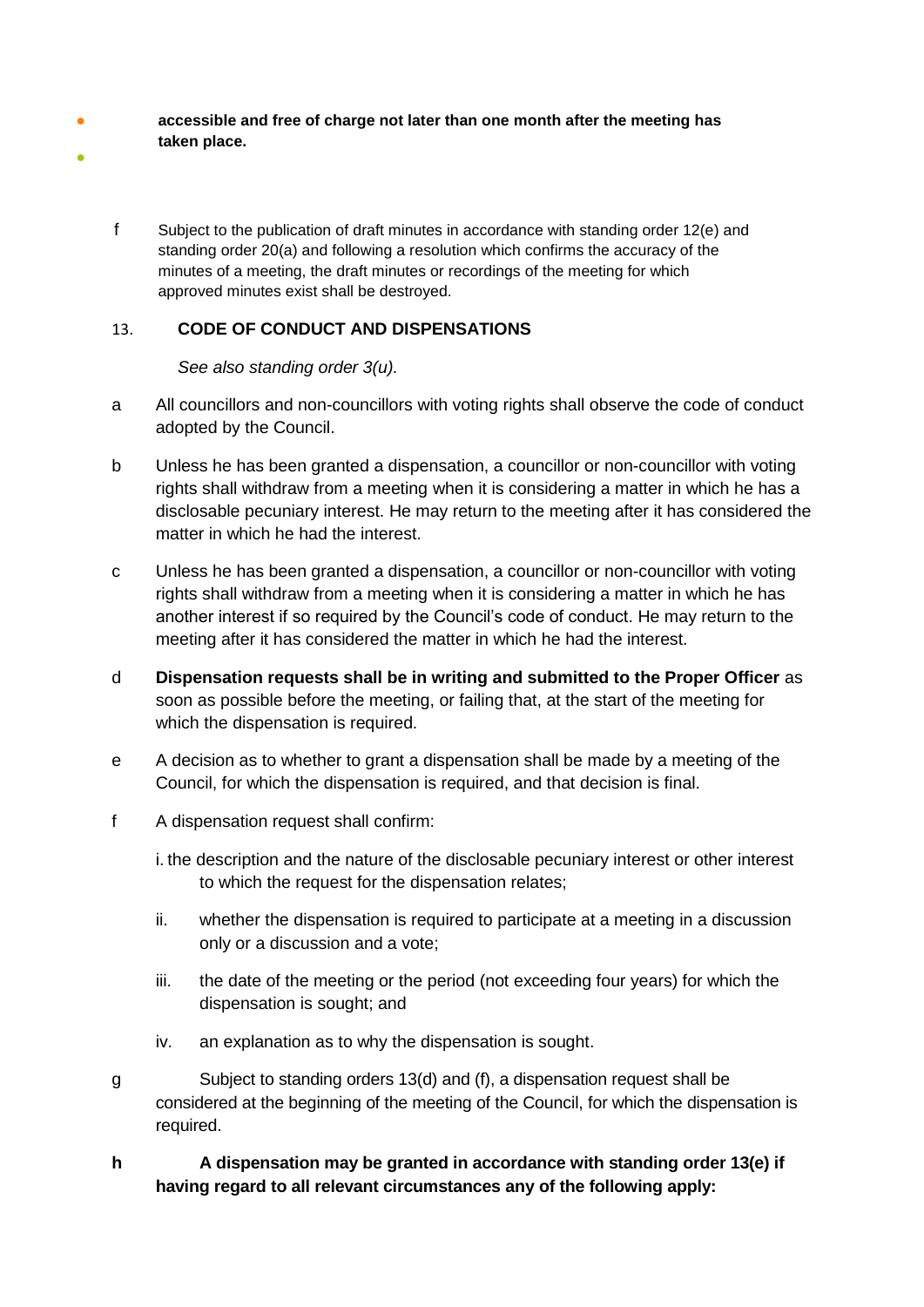- **accessible and free of charge not later than one month after the meeting has taken place.**

f Subject to the publication of draft minutes in accordance with standing order 12(e) and standing order 20(a) and following a resolution which confirms the accuracy of the minutes of a meeting, the draft minutes or recordings of the meeting for which approved minutes exist shall be destroyed.

## 13. CODE OF CONDUCT AND DISPENSATIONS

*See also standing order 3(u).*

a All councillors and non-councillors with voting rights shall observe the code of conduct adopted by the Council.

b Unless he has been granted a dispensation, a councillor or non-councillor with voting rights shall withdraw from a meeting when it is considering a matter in which he has a disclosable pecuniary interest. He may return to the meeting after it has considered the matter in which he had the interest.

c Unless he has been granted a dispensation, a councillor or non-councillor with voting rights shall withdraw from a meeting when it is considering a matter in which he has another interest if so required by the Council's code of conduct. He may return to the meeting after it has considered the matter in which he had the interest.

d **Dispensation requests shall be in writing and submitted to the Proper Officer** as soon as possible before the meeting, or failing that, at the start of the meeting for which the dispensation is required.

e A decision as to whether to grant a dispensation shall be made by a meeting of the Council, for which the dispensation is required, and that decision is final.

f A dispensation request shall confirm:

i. the description and the nature of the disclosable pecuniary interest or other interest to which the request for the dispensation relates;

ii. whether the dispensation is required to participate at a meeting in a discussion only or a discussion and a vote;

iii. the date of the meeting or the period (not exceeding four years) for which the dispensation is sought; and

iv. an explanation as to why the dispensation is sought.

g Subject to standing orders 13(d) and (f), a dispensation request shall be considered at the beginning of the meeting of the Council, for which the dispensation is required.

**h A dispensation may be granted in accordance with standing order 13(e) if having regard to all relevant circumstances any of the following apply:**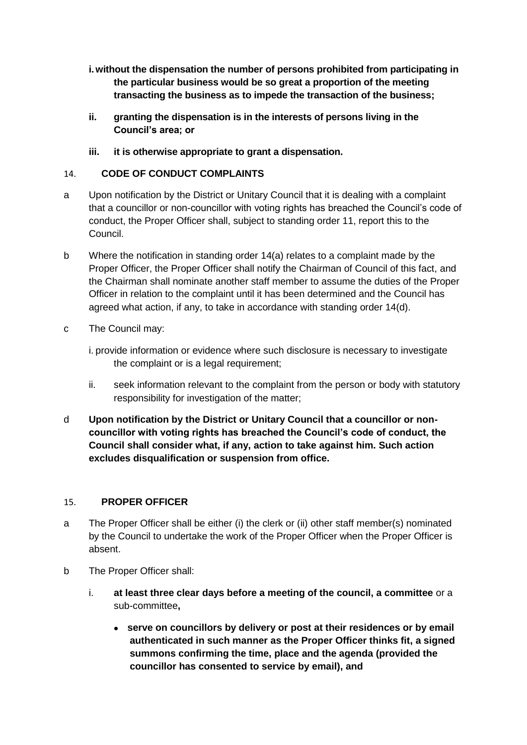**i. without the dispensation the number of persons prohibited from participating in the particular business would be so great a proportion of the meeting transacting the business as to impede the transaction of the business;**

**ii. granting the dispensation is in the interests of persons living in the Council's area; or**

**iii. it is otherwise appropriate to grant a dispensation.**

## 14. CODE OF CONDUCT COMPLAINTS

a Upon notification by the District or Unitary Council that it is dealing with a complaint that a councillor or non-councillor with voting rights has breached the Council's code of conduct, the Proper Officer shall, subject to standing order 11, report this to the Council.

b Where the notification in standing order 14(a) relates to a complaint made by the Proper Officer, the Proper Officer shall notify the Chairman of Council of this fact, and the Chairman shall nominate another staff member to assume the duties of the Proper Officer in relation to the complaint until it has been determined and the Council has agreed what action, if any, to take in accordance with standing order 14(d).

c The Council may:

i. provide information or evidence where such disclosure is necessary to investigate the complaint or is a legal requirement;

ii. seek information relevant to the complaint from the person or body with statutory responsibility for investigation of the matter;

d **Upon notification by the District or Unitary Council that a councillor or non-councillor with voting rights has breached the Council's code of conduct, the Council shall consider what, if any, action to take against him. Such action excludes disqualification or suspension from office.**

## 15. PROPER OFFICER

a The Proper Officer shall be either (i) the clerk or (ii) other staff member(s) nominated by the Council to undertake the work of the Proper Officer when the Proper Officer is absent.

b The Proper Officer shall:

i. **at least three clear days before a meeting of the council, a committee** or a sub-committee**,**

- **serve on councillors by delivery or post at their residences or by email authenticated in such manner as the Proper Officer thinks fit, a signed summons confirming the time, place and the agenda (provided the councillor has consented to service by email), and**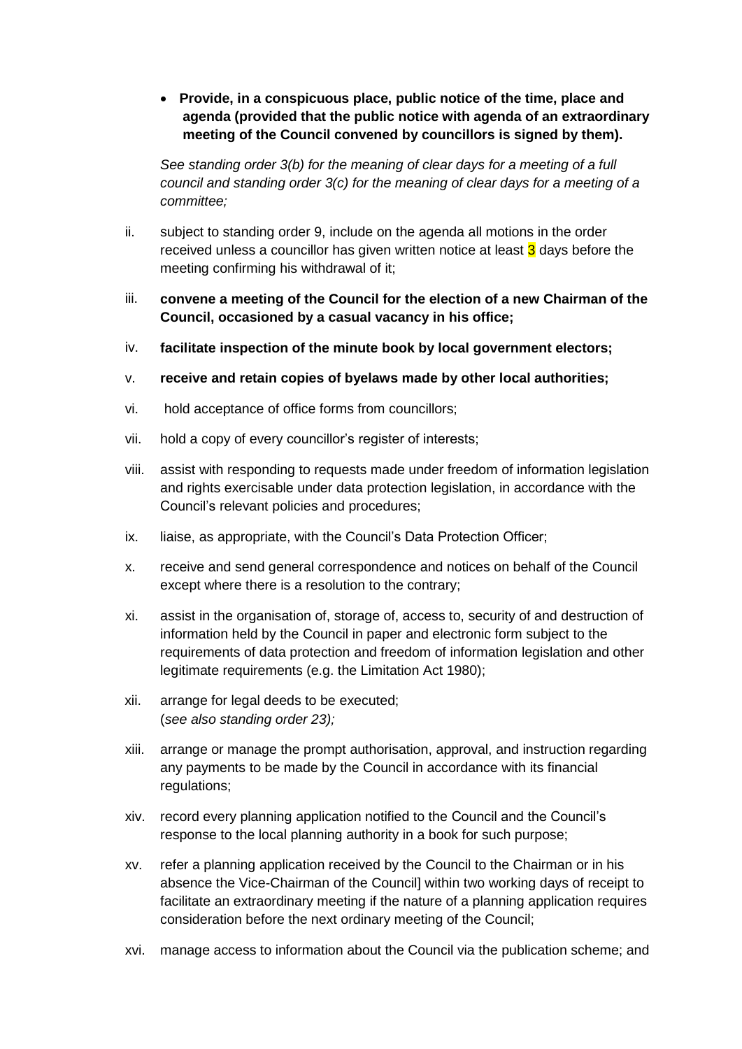- **Provide, in a conspicuous place, public notice of the time, place and agenda (provided that the public notice with agenda of an extraordinary meeting of the Council convened by councillors is signed by them).**

  *See standing order 3(b) for the meaning of clear days for a meeting of a full council and standing order 3(c) for the meaning of clear days for a meeting of a committee;*

ii. subject to standing order 9, include on the agenda all motions in the order received unless a councillor has given written notice at least 3 days before the meeting confirming his withdrawal of it;

iii. **convene a meeting of the Council for the election of a new Chairman of the Council, occasioned by a casual vacancy in his office;**

iv. **facilitate inspection of the minute book by local government electors;**

v. **receive and retain copies of byelaws made by other local authorities;**

vi. hold acceptance of office forms from councillors;

vii. hold a copy of every councillor's register of interests;

viii. assist with responding to requests made under freedom of information legislation and rights exercisable under data protection legislation, in accordance with the Council's relevant policies and procedures;

ix. liaise, as appropriate, with the Council's Data Protection Officer;

x. receive and send general correspondence and notices on behalf of the Council except where there is a resolution to the contrary;

xi. assist in the organisation of, storage of, access to, security of and destruction of information held by the Council in paper and electronic form subject to the requirements of data protection and freedom of information legislation and other legitimate requirements (e.g. the Limitation Act 1980);

xii. arrange for legal deeds to be executed;
(*see also standing order 23);*

xiii. arrange or manage the prompt authorisation, approval, and instruction regarding any payments to be made by the Council in accordance with its financial regulations;

xiv. record every planning application notified to the Council and the Council's response to the local planning authority in a book for such purpose;

xv. refer a planning application received by the Council to the Chairman or in his absence the Vice-Chairman of the Council] within two working days of receipt to facilitate an extraordinary meeting if the nature of a planning application requires consideration before the next ordinary meeting of the Council;

xvi. manage access to information about the Council via the publication scheme; and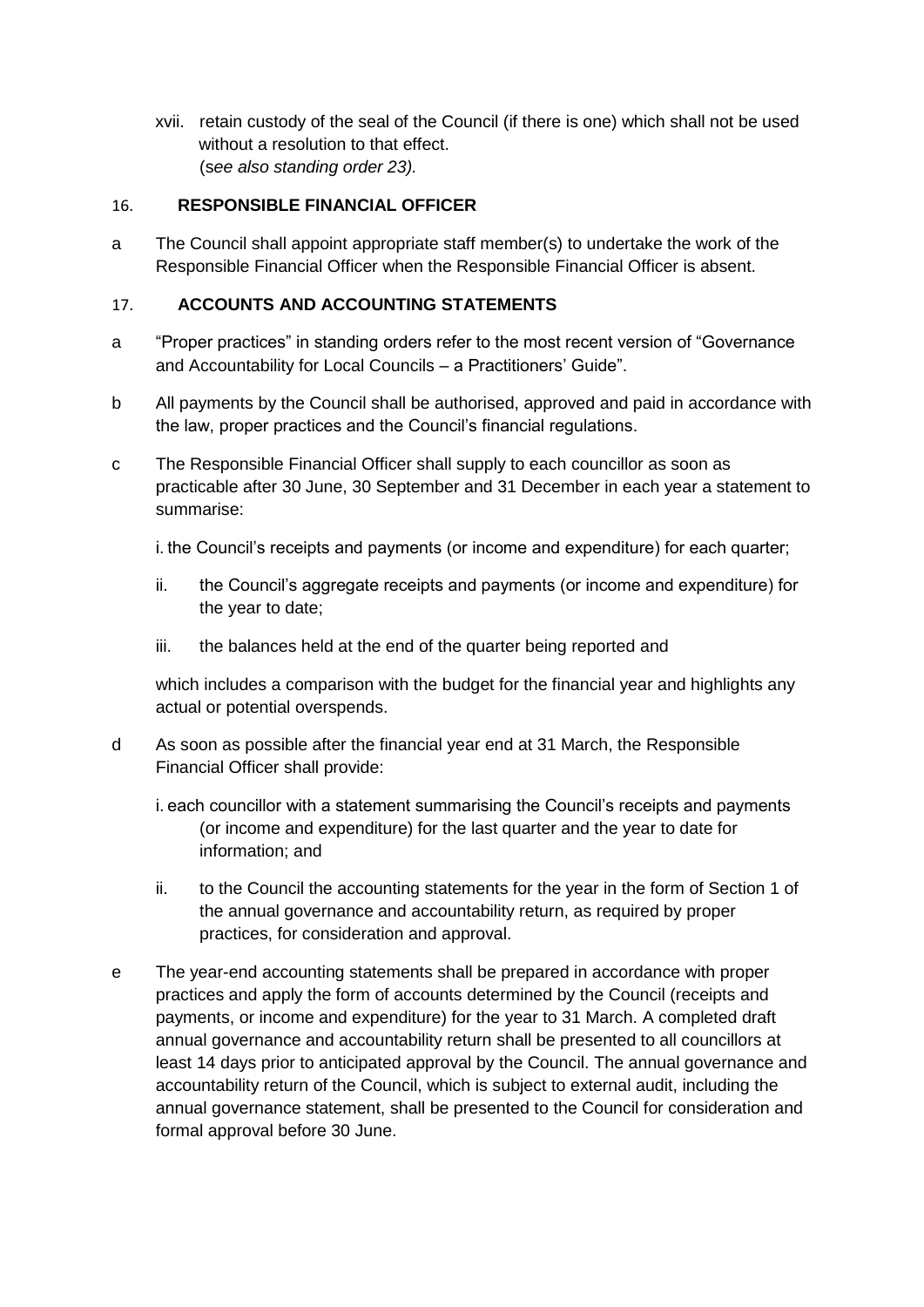xvii. retain custody of the seal of the Council (if there is one) which shall not be used without a resolution to that effect.
(*see also standing order 23).*

## 16. RESPONSIBLE FINANCIAL OFFICER

a The Council shall appoint appropriate staff member(s) to undertake the work of the Responsible Financial Officer when the Responsible Financial Officer is absent.

## 17. ACCOUNTS AND ACCOUNTING STATEMENTS

a "Proper practices" in standing orders refer to the most recent version of "Governance and Accountability for Local Councils – a Practitioners' Guide".

b All payments by the Council shall be authorised, approved and paid in accordance with the law, proper practices and the Council's financial regulations.

c The Responsible Financial Officer shall supply to each councillor as soon as practicable after 30 June, 30 September and 31 December in each year a statement to summarise:

i. the Council's receipts and payments (or income and expenditure) for each quarter;

ii. the Council's aggregate receipts and payments (or income and expenditure) for the year to date;

iii. the balances held at the end of the quarter being reported and

which includes a comparison with the budget for the financial year and highlights any actual or potential overspends.

d As soon as possible after the financial year end at 31 March, the Responsible Financial Officer shall provide:

i. each councillor with a statement summarising the Council's receipts and payments (or income and expenditure) for the last quarter and the year to date for information; and

ii. to the Council the accounting statements for the year in the form of Section 1 of the annual governance and accountability return, as required by proper practices, for consideration and approval.

e The year-end accounting statements shall be prepared in accordance with proper practices and apply the form of accounts determined by the Council (receipts and payments, or income and expenditure) for the year to 31 March. A completed draft annual governance and accountability return shall be presented to all councillors at least 14 days prior to anticipated approval by the Council. The annual governance and accountability return of the Council, which is subject to external audit, including the annual governance statement, shall be presented to the Council for consideration and formal approval before 30 June.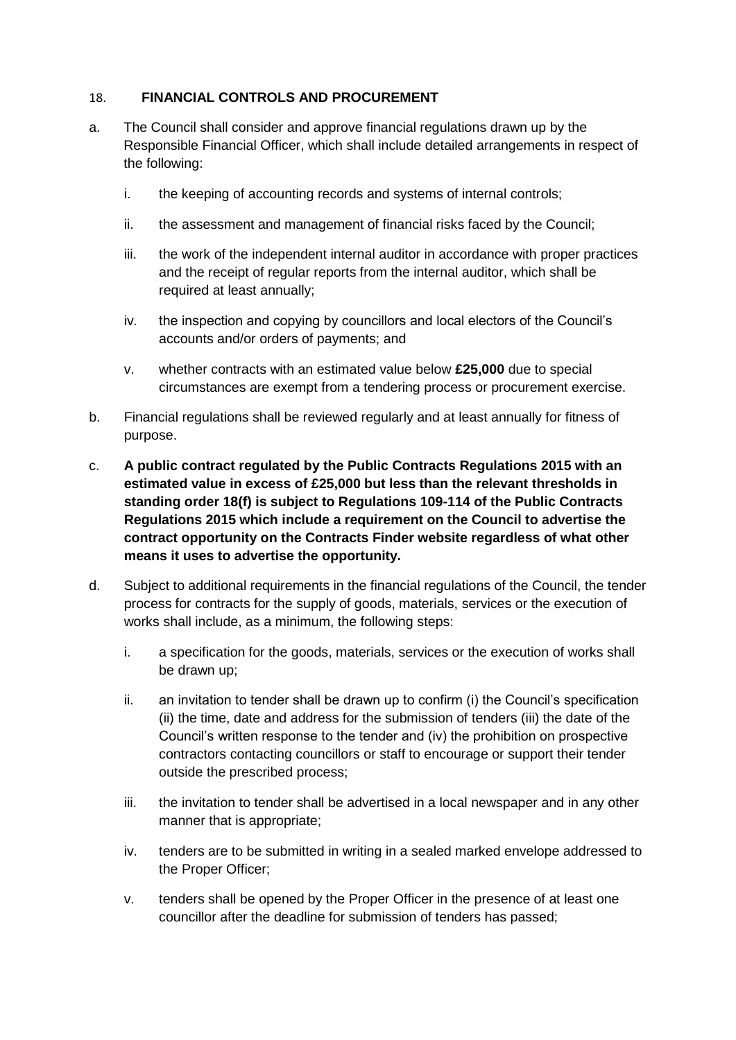## 18. FINANCIAL CONTROLS AND PROCUREMENT

a. The Council shall consider and approve financial regulations drawn up by the Responsible Financial Officer, which shall include detailed arrangements in respect of the following:

   i. the keeping of accounting records and systems of internal controls;

   ii. the assessment and management of financial risks faced by the Council;

   iii. the work of the independent internal auditor in accordance with proper practices and the receipt of regular reports from the internal auditor, which shall be required at least annually;

   iv. the inspection and copying by councillors and local electors of the Council's accounts and/or orders of payments; and

   v. whether contracts with an estimated value below **£25,000** due to special circumstances are exempt from a tendering process or procurement exercise.

b. Financial regulations shall be reviewed regularly and at least annually for fitness of purpose.

c. **A public contract regulated by the Public Contracts Regulations 2015 with an estimated value in excess of £25,000 but less than the relevant thresholds in standing order 18(f) is subject to Regulations 109-114 of the Public Contracts Regulations 2015 which include a requirement on the Council to advertise the contract opportunity on the Contracts Finder website regardless of what other means it uses to advertise the opportunity.**

d. Subject to additional requirements in the financial regulations of the Council, the tender process for contracts for the supply of goods, materials, services or the execution of works shall include, as a minimum, the following steps:

   i. a specification for the goods, materials, services or the execution of works shall be drawn up;

   ii. an invitation to tender shall be drawn up to confirm (i) the Council's specification (ii) the time, date and address for the submission of tenders (iii) the date of the Council's written response to the tender and (iv) the prohibition on prospective contractors contacting councillors or staff to encourage or support their tender outside the prescribed process;

   iii. the invitation to tender shall be advertised in a local newspaper and in any other manner that is appropriate;

   iv. tenders are to be submitted in writing in a sealed marked envelope addressed to the Proper Officer;

   v. tenders shall be opened by the Proper Officer in the presence of at least one councillor after the deadline for submission of tenders has passed;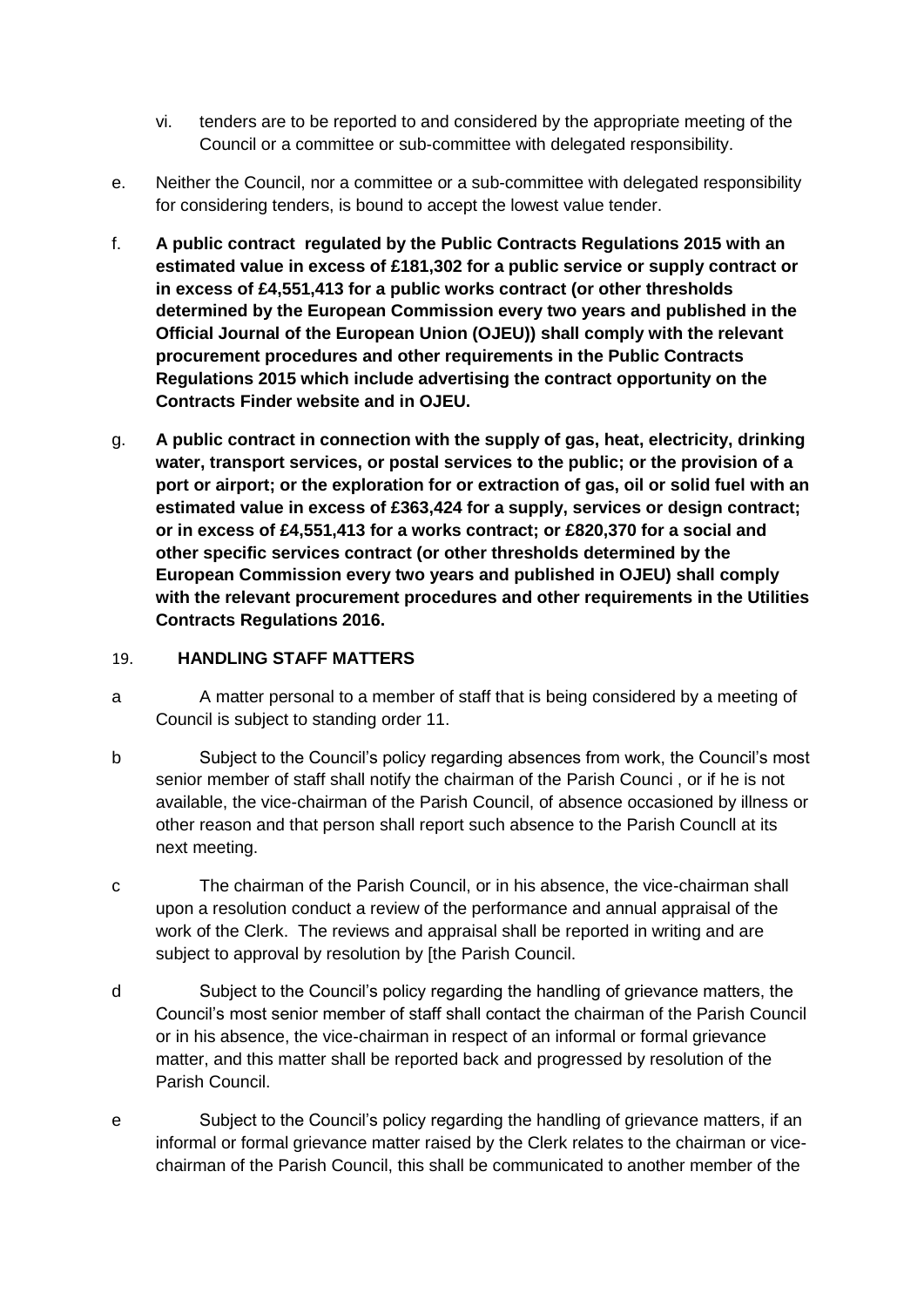vi. tenders are to be reported to and considered by the appropriate meeting of the Council or a committee or sub-committee with delegated responsibility.

e. Neither the Council, nor a committee or a sub-committee with delegated responsibility for considering tenders, is bound to accept the lowest value tender.

f. **A public contract regulated by the Public Contracts Regulations 2015 with an estimated value in excess of £181,302 for a public service or supply contract or in excess of £4,551,413 for a public works contract (or other thresholds determined by the European Commission every two years and published in the Official Journal of the European Union (OJEU)) shall comply with the relevant procurement procedures and other requirements in the Public Contracts Regulations 2015 which include advertising the contract opportunity on the Contracts Finder website and in OJEU.**

g. **A public contract in connection with the supply of gas, heat, electricity, drinking water, transport services, or postal services to the public; or the provision of a port or airport; or the exploration for or extraction of gas, oil or solid fuel with an estimated value in excess of £363,424 for a supply, services or design contract; or in excess of £4,551,413 for a works contract; or £820,370 for a social and other specific services contract (or other thresholds determined by the European Commission every two years and published in OJEU) shall comply with the relevant procurement procedures and other requirements in the Utilities Contracts Regulations 2016.**

## 19. HANDLING STAFF MATTERS

a A matter personal to a member of staff that is being considered by a meeting of Council is subject to standing order 11.

b Subject to the Council's policy regarding absences from work, the Council's most senior member of staff shall notify the chairman of the Parish Counci , or if he is not available, the vice-chairman of the Parish Council, of absence occasioned by illness or other reason and that person shall report such absence to the Parish Councll at its next meeting.

c The chairman of the Parish Council, or in his absence, the vice-chairman shall upon a resolution conduct a review of the performance and annual appraisal of the work of the Clerk. The reviews and appraisal shall be reported in writing and are subject to approval by resolution by [the Parish Council.

d Subject to the Council's policy regarding the handling of grievance matters, the Council's most senior member of staff shall contact the chairman of the Parish Council or in his absence, the vice-chairman in respect of an informal or formal grievance matter, and this matter shall be reported back and progressed by resolution of the Parish Council.

e Subject to the Council's policy regarding the handling of grievance matters, if an informal or formal grievance matter raised by the Clerk relates to the chairman or vice-chairman of the Parish Council, this shall be communicated to another member of the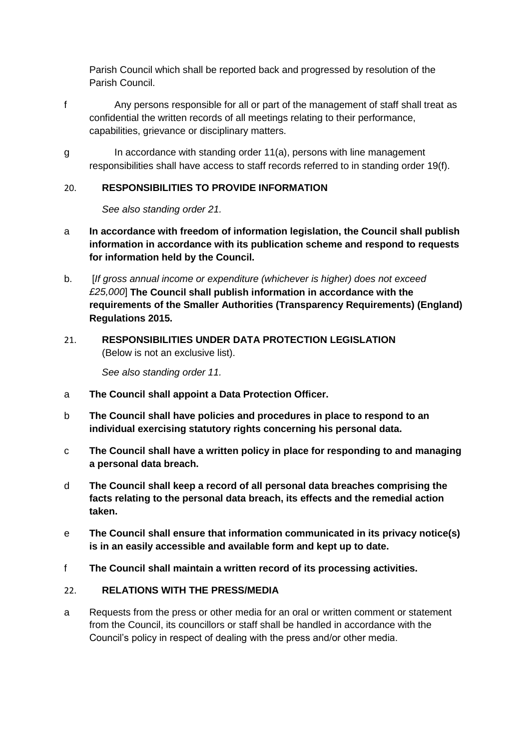Parish Council which shall be reported back and progressed by resolution of the Parish Council.

f Any persons responsible for all or part of the management of staff shall treat as confidential the written records of all meetings relating to their performance, capabilities, grievance or disciplinary matters.

g In accordance with standing order 11(a), persons with line management responsibilities shall have access to staff records referred to in standing order 19(f).

## 20. RESPONSIBILITIES TO PROVIDE INFORMATION

*See also standing order 21.*

a **In accordance with freedom of information legislation, the Council shall publish information in accordance with its publication scheme and respond to requests for information held by the Council.**

b. [*If gross annual income or expenditure (whichever is higher) does not exceed £25,000*] **The Council shall publish information in accordance with the requirements of the Smaller Authorities (Transparency Requirements) (England) Regulations 2015.**

## 21. RESPONSIBILITIES UNDER DATA PROTECTION LEGISLATION

(Below is not an exclusive list).

*See also standing order 11.*

a **The Council shall appoint a Data Protection Officer.**

b **The Council shall have policies and procedures in place to respond to an individual exercising statutory rights concerning his personal data.**

c **The Council shall have a written policy in place for responding to and managing a personal data breach.**

d **The Council shall keep a record of all personal data breaches comprising the facts relating to the personal data breach, its effects and the remedial action taken.**

e **The Council shall ensure that information communicated in its privacy notice(s) is in an easily accessible and available form and kept up to date.**

f **The Council shall maintain a written record of its processing activities.**

## 22. RELATIONS WITH THE PRESS/MEDIA

a Requests from the press or other media for an oral or written comment or statement from the Council, its councillors or staff shall be handled in accordance with the Council's policy in respect of dealing with the press and/or other media.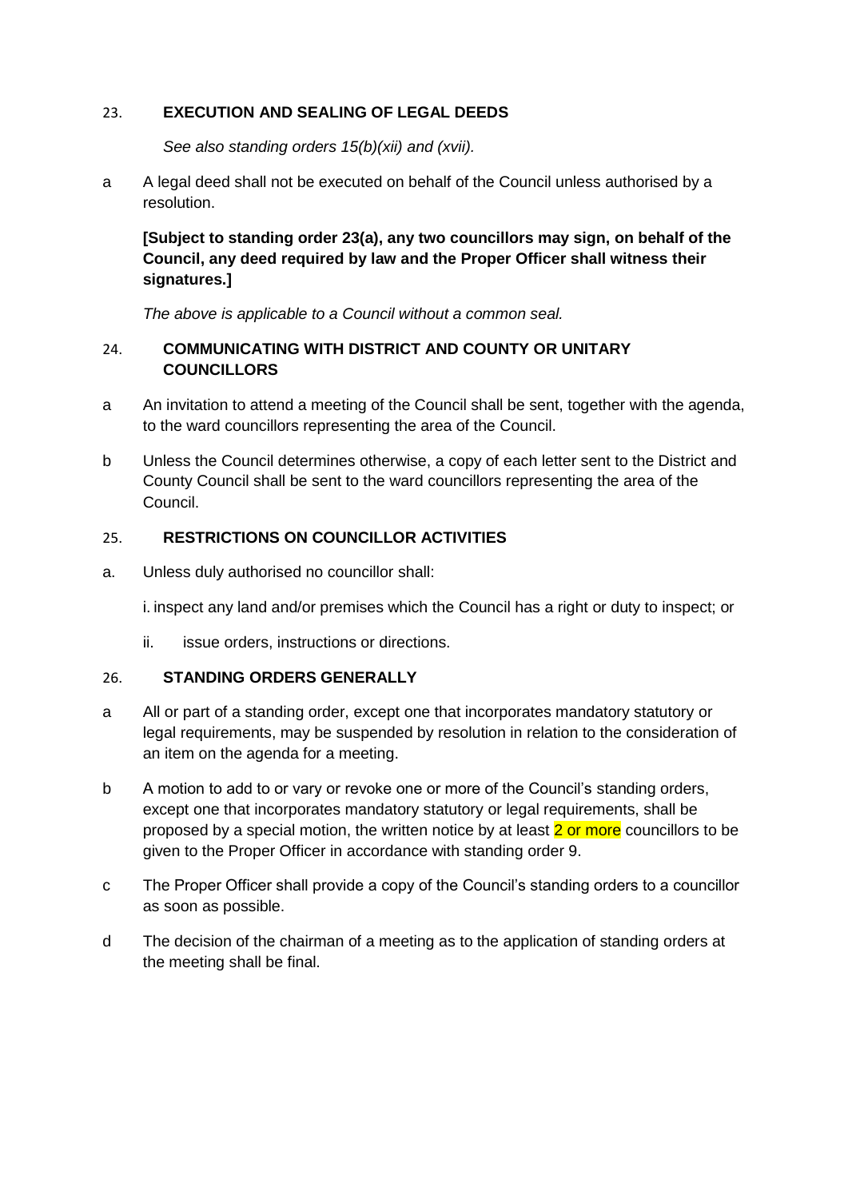## 23. EXECUTION AND SEALING OF LEGAL DEEDS

*See also standing orders 15(b)(xii) and (xvii).*

a A legal deed shall not be executed on behalf of the Council unless authorised by a resolution.

**[Subject to standing order 23(a), any two councillors may sign, on behalf of the Council, any deed required by law and the Proper Officer shall witness their signatures.]**

*The above is applicable to a Council without a common seal.*

## 24. COMMUNICATING WITH DISTRICT AND COUNTY OR UNITARY COUNCILLORS

a An invitation to attend a meeting of the Council shall be sent, together with the agenda, to the ward councillors representing the area of the Council.

b Unless the Council determines otherwise, a copy of each letter sent to the District and County Council shall be sent to the ward councillors representing the area of the Council.

## 25. RESTRICTIONS ON COUNCILLOR ACTIVITIES

a. Unless duly authorised no councillor shall:

i. inspect any land and/or premises which the Council has a right or duty to inspect; or

ii. issue orders, instructions or directions.

## 26. STANDING ORDERS GENERALLY

a All or part of a standing order, except one that incorporates mandatory statutory or legal requirements, may be suspended by resolution in relation to the consideration of an item on the agenda for a meeting.

b A motion to add to or vary or revoke one or more of the Council's standing orders, except one that incorporates mandatory statutory or legal requirements, shall be proposed by a special motion, the written notice by at least 2 or more councillors to be given to the Proper Officer in accordance with standing order 9.

c The Proper Officer shall provide a copy of the Council's standing orders to a councillor as soon as possible.

d The decision of the chairman of a meeting as to the application of standing orders at the meeting shall be final.